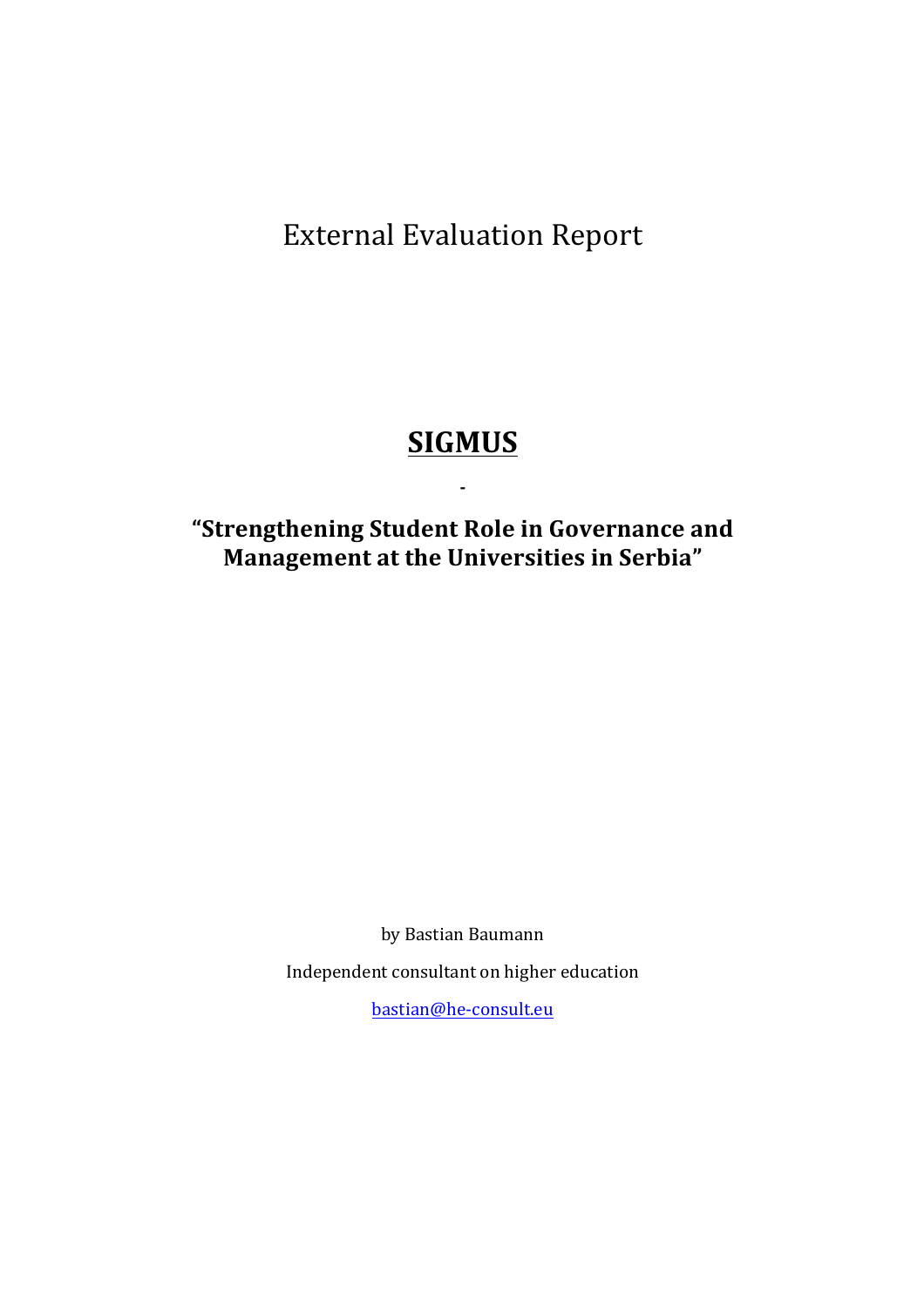External Evaluation Report

# SIGMUS

-

**"Strengthening Student Role in Governance and Management at the Universities in Serbia"**

by Bastian Baumann

Independent consultant on higher education

[bastian@he-consult.eu](mailto:bastian@he-consult.eu)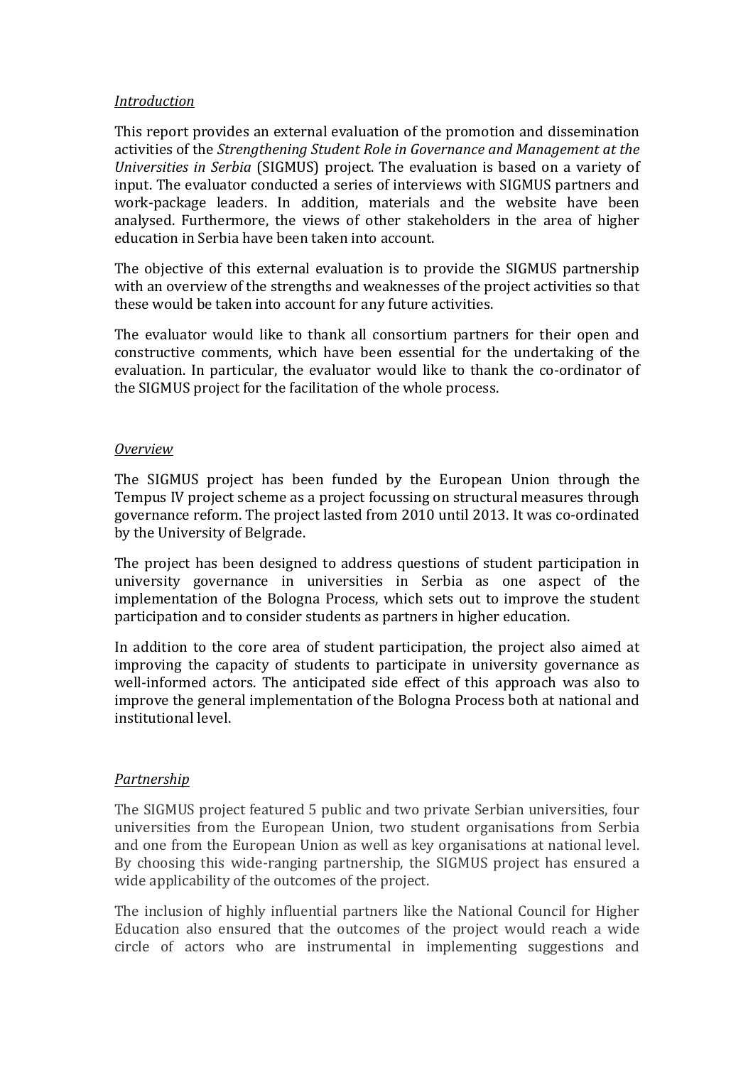## *Introduction*

This report provides an external evaluation of the promotion and dissemination activities of the *Strengthening Student Role in Governance and Management at the Universities in Serbia* (SIGMUS) project. The evaluation is based on a variety of input. The evaluator conducted a series of interviews with SIGMUS partners and work-package leaders. In addition, materials and the website have been analysed. Furthermore, the views of other stakeholders in the area of higher education in Serbia have been taken into account.

The objective of this external evaluation is to provide the SIGMUS partnership with an overview of the strengths and weaknesses of the project activities so that these would be taken into account for any future activities.

The evaluator would like to thank all consortium partners for their open and constructive comments, which have been essential for the undertaking of the evaluation. In particular, the evaluator would like to thank the co-ordinator of the SIGMUS project for the facilitation of the whole process.

## *Overview*

The SIGMUS project has been funded by the European Union through the Tempus IV project scheme as a project focussing on structural measures through governance reform. The project lasted from 2010 until 2013. It was co-ordinated by the University of Belgrade.

The project has been designed to address questions of student participation in university governance in universities in Serbia as one aspect of the implementation of the Bologna Process, which sets out to improve the student participation and to consider students as partners in higher education.

In addition to the core area of student participation, the project also aimed at improving the capacity of students to participate in university governance as well-informed actors. The anticipated side effect of this approach was also to improve the general implementation of the Bologna Process both at national and institutional level.

## *Partnership*

The SIGMUS project featured 5 public and two private Serbian universities, four universities from the European Union, two student organisations from Serbia and one from the European Union as well as key organisations at national level. By choosing this wide-ranging partnership, the SIGMUS project has ensured a wide applicability of the outcomes of the project.

The inclusion of highly influential partners like the National Council for Higher Education also ensured that the outcomes of the project would reach a wide circle of actors who are instrumental in implementing suggestions and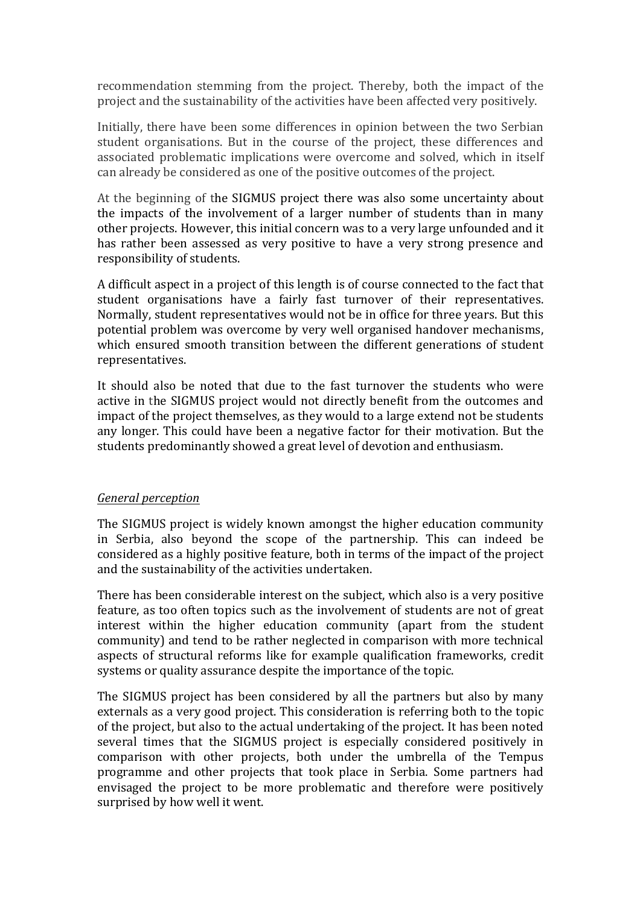recommendation stemming from the project. Thereby, both the impact of the project and the sustainability of the activities have been affected very positively.

Initially, there have been some differences in opinion between the two Serbian student organisations. But in the course of the project, these differences and associated problematic implications were overcome and solved, which in itself can already be considered as one of the positive outcomes of the project.

At the beginning of the SIGMUS project there was also some uncertainty about the impacts of the involvement of a larger number of students than in many other projects. However, this initial concern was to a very large unfounded and it has rather been assessed as very positive to have a very strong presence and responsibility of students.

A difficult aspect in a project of this length is of course connected to the fact that student organisations have a fairly fast turnover of their representatives. Normally, student representatives would not be in office for three years. But this potential problem was overcome by very well organised handover mechanisms, which ensured smooth transition between the different generations of student representatives.

It should also be noted that due to the fast turnover the students who were active in the SIGMUS project would not directly benefit from the outcomes and impact of the project themselves, as they would to a large extend not be students any longer. This could have been a negative factor for their motivation. But the students predominantly showed a great level of devotion and enthusiasm.

*General perception*

The SIGMUS project is widely known amongst the higher education community in Serbia, also beyond the scope of the partnership. This can indeed be considered as a highly positive feature, both in terms of the impact of the project and the sustainability of the activities undertaken.

There has been considerable interest on the subject, which also is a very positive feature, as too often topics such as the involvement of students are not of great interest within the higher education community (apart from the student community) and tend to be rather neglected in comparison with more technical aspects of structural reforms like for example qualification frameworks, credit systems or quality assurance despite the importance of the topic.

The SIGMUS project has been considered by all the partners but also by many externals as a very good project. This consideration is referring both to the topic of the project, but also to the actual undertaking of the project. It has been noted several times that the SIGMUS project is especially considered positively in comparison with other projects, both under the umbrella of the Tempus programme and other projects that took place in Serbia. Some partners had envisaged the project to be more problematic and therefore were positively surprised by how well it went.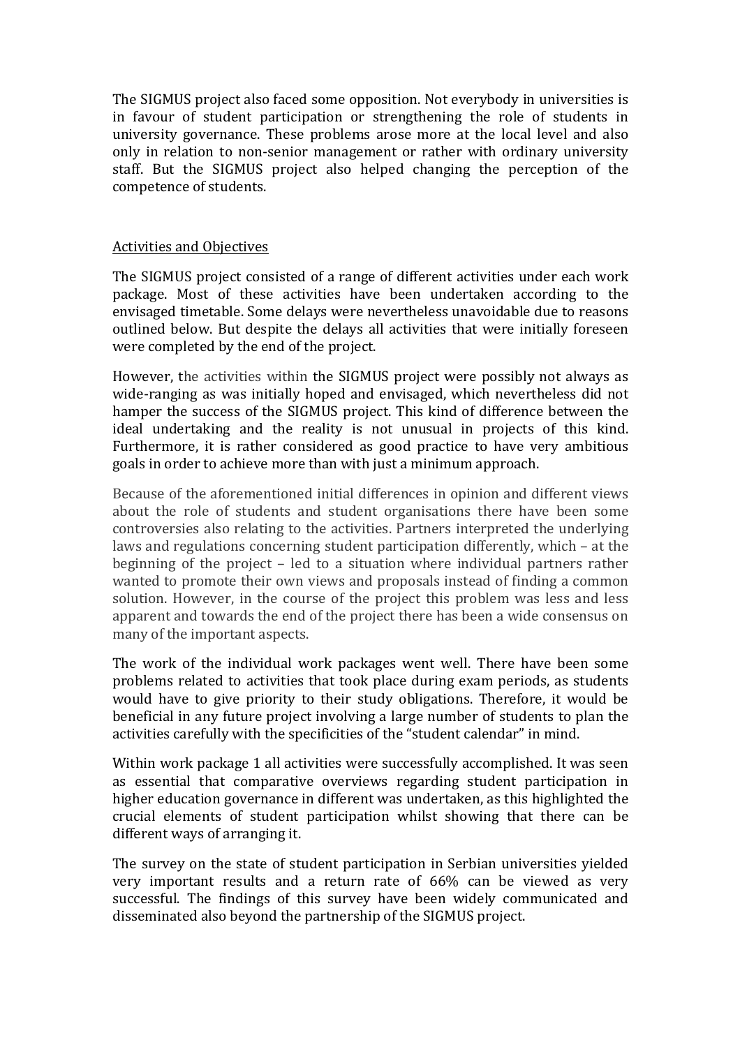The SIGMUS project also faced some opposition. Not everybody in universities is in favour of student participation or strengthening the role of students in university governance. These problems arose more at the local level and also only in relation to non-senior management or rather with ordinary university staff. But the SIGMUS project also helped changing the perception of the competence of students.

## Activities and Objectives

The SIGMUS project consisted of a range of different activities under each work package. Most of these activities have been undertaken according to the envisaged timetable. Some delays were nevertheless unavoidable due to reasons outlined below. But despite the delays all activities that were initially foreseen were completed by the end of the project.

However, the activities within the SIGMUS project were possibly not always as wide-ranging as was initially hoped and envisaged, which nevertheless did not hamper the success of the SIGMUS project. This kind of difference between the ideal undertaking and the reality is not unusual in projects of this kind. Furthermore, it is rather considered as good practice to have very ambitious goals in order to achieve more than with just a minimum approach.

Because of the aforementioned initial differences in opinion and different views about the role of students and student organisations there have been some controversies also relating to the activities. Partners interpreted the underlying laws and regulations concerning student participation differently, which – at the beginning of the project – led to a situation where individual partners rather wanted to promote their own views and proposals instead of finding a common solution. However, in the course of the project this problem was less and less apparent and towards the end of the project there has been a wide consensus on many of the important aspects.

The work of the individual work packages went well. There have been some problems related to activities that took place during exam periods, as students would have to give priority to their study obligations. Therefore, it would be beneficial in any future project involving a large number of students to plan the activities carefully with the specificities of the "student calendar" in mind.

Within work package 1 all activities were successfully accomplished. It was seen as essential that comparative overviews regarding student participation in higher education governance in different was undertaken, as this highlighted the crucial elements of student participation whilst showing that there can be different ways of arranging it.

The survey on the state of student participation in Serbian universities yielded very important results and a return rate of 66% can be viewed as very successful. The findings of this survey have been widely communicated and disseminated also beyond the partnership of the SIGMUS project.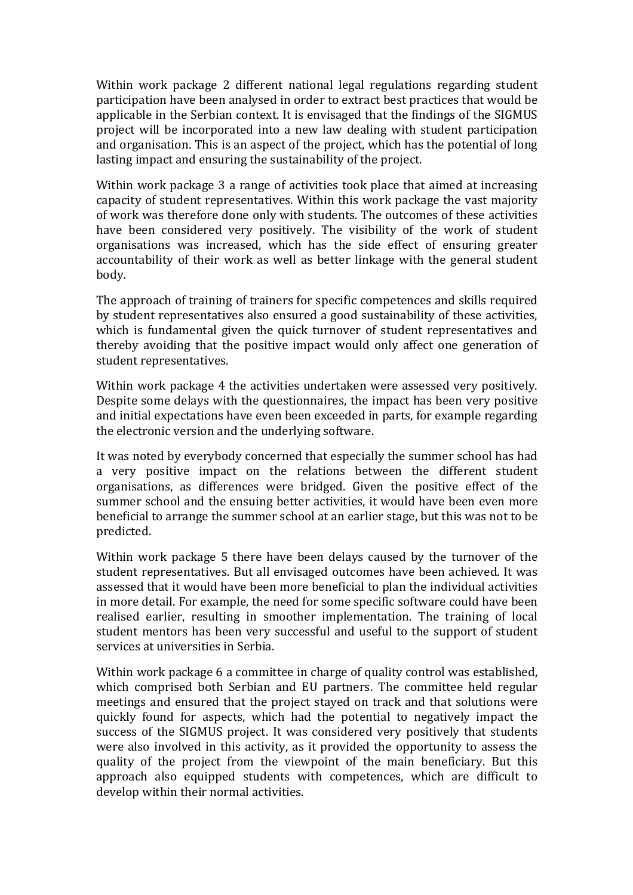Within work package 2 different national legal regulations regarding student participation have been analysed in order to extract best practices that would be applicable in the Serbian context. It is envisaged that the findings of the SIGMUS project will be incorporated into a new law dealing with student participation and organisation. This is an aspect of the project, which has the potential of long lasting impact and ensuring the sustainability of the project.

Within work package 3 a range of activities took place that aimed at increasing capacity of student representatives. Within this work package the vast majority of work was therefore done only with students. The outcomes of these activities have been considered very positively. The visibility of the work of student organisations was increased, which has the side effect of ensuring greater accountability of their work as well as better linkage with the general student body.

The approach of training of trainers for specific competences and skills required by student representatives also ensured a good sustainability of these activities, which is fundamental given the quick turnover of student representatives and thereby avoiding that the positive impact would only affect one generation of student representatives.

Within work package 4 the activities undertaken were assessed very positively. Despite some delays with the questionnaires, the impact has been very positive and initial expectations have even been exceeded in parts, for example regarding the electronic version and the underlying software.

It was noted by everybody concerned that especially the summer school has had a very positive impact on the relations between the different student organisations, as differences were bridged. Given the positive effect of the summer school and the ensuing better activities, it would have been even more beneficial to arrange the summer school at an earlier stage, but this was not to be predicted.

Within work package 5 there have been delays caused by the turnover of the student representatives. But all envisaged outcomes have been achieved. It was assessed that it would have been more beneficial to plan the individual activities in more detail. For example, the need for some specific software could have been realised earlier, resulting in smoother implementation. The training of local student mentors has been very successful and useful to the support of student services at universities in Serbia.

Within work package 6 a committee in charge of quality control was established, which comprised both Serbian and EU partners. The committee held regular meetings and ensured that the project stayed on track and that solutions were quickly found for aspects, which had the potential to negatively impact the success of the SIGMUS project. It was considered very positively that students were also involved in this activity, as it provided the opportunity to assess the quality of the project from the viewpoint of the main beneficiary. But this approach also equipped students with competences, which are difficult to develop within their normal activities.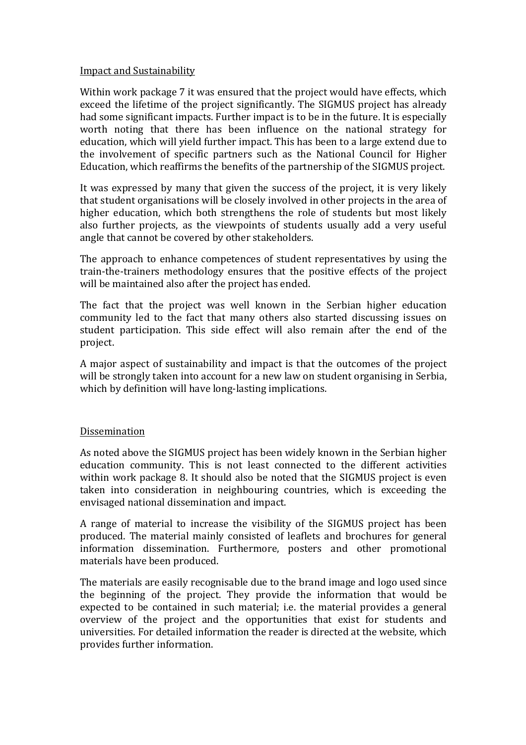Impact and Sustainability

Within work package 7 it was ensured that the project would have effects, which exceed the lifetime of the project significantly. The SIGMUS project has already had some significant impacts. Further impact is to be in the future. It is especially worth noting that there has been influence on the national strategy for education, which will yield further impact. This has been to a large extend due to the involvement of specific partners such as the National Council for Higher Education, which reaffirms the benefits of the partnership of the SIGMUS project.

It was expressed by many that given the success of the project, it is very likely that student organisations will be closely involved in other projects in the area of higher education, which both strengthens the role of students but most likely also further projects, as the viewpoints of students usually add a very useful angle that cannot be covered by other stakeholders.

The approach to enhance competences of student representatives by using the train-the-trainers methodology ensures that the positive effects of the project will be maintained also after the project has ended.

The fact that the project was well known in the Serbian higher education community led to the fact that many others also started discussing issues on student participation. This side effect will also remain after the end of the project.

A major aspect of sustainability and impact is that the outcomes of the project will be strongly taken into account for a new law on student organising in Serbia, which by definition will have long-lasting implications.

Dissemination

As noted above the SIGMUS project has been widely known in the Serbian higher education community. This is not least connected to the different activities within work package 8. It should also be noted that the SIGMUS project is even taken into consideration in neighbouring countries, which is exceeding the envisaged national dissemination and impact.

A range of material to increase the visibility of the SIGMUS project has been produced. The material mainly consisted of leaflets and brochures for general information dissemination. Furthermore, posters and other promotional materials have been produced.

The materials are easily recognisable due to the brand image and logo used since the beginning of the project. They provide the information that would be expected to be contained in such material; i.e. the material provides a general overview of the project and the opportunities that exist for students and universities. For detailed information the reader is directed at the website, which provides further information.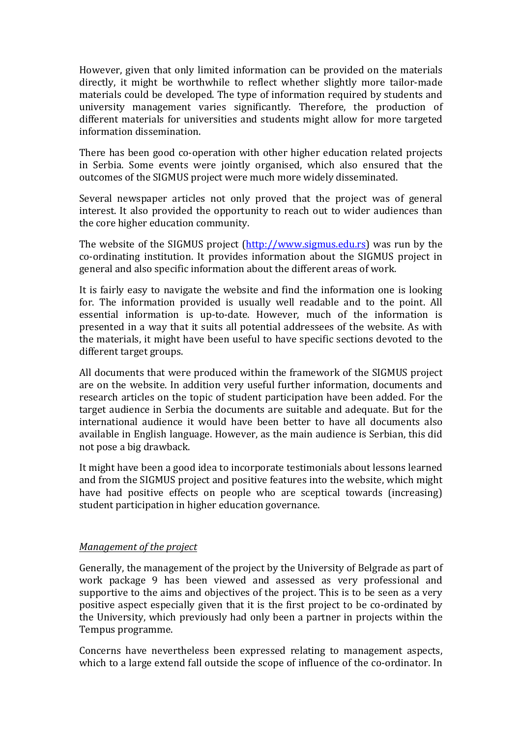However, given that only limited information can be provided on the materials directly, it might be worthwhile to reflect whether slightly more tailor-made materials could be developed. The type of information required by students and university management varies significantly. Therefore, the production of different materials for universities and students might allow for more targeted information dissemination.

There has been good co-operation with other higher education related projects in Serbia. Some events were jointly organised, which also ensured that the outcomes of the SIGMUS project were much more widely disseminated.

Several newspaper articles not only proved that the project was of general interest. It also provided the opportunity to reach out to wider audiences than the core higher education community.

The website of the SIGMUS project ([http://www.sigmus.edu.rs](http://www.sigmus.edu.rs)) was run by the co-ordinating institution. It provides information about the SIGMUS project in general and also specific information about the different areas of work.

It is fairly easy to navigate the website and find the information one is looking for. The information provided is usually well readable and to the point. All essential information is up-to-date. However, much of the information is presented in a way that it suits all potential addressees of the website. As with the materials, it might have been useful to have specific sections devoted to the different target groups.

All documents that were produced within the framework of the SIGMUS project are on the website. In addition very useful further information, documents and research articles on the topic of student participation have been added. For the target audience in Serbia the documents are suitable and adequate. But for the international audience it would have been better to have all documents also available in English language. However, as the main audience is Serbian, this did not pose a big drawback.

It might have been a good idea to incorporate testimonials about lessons learned and from the SIGMUS project and positive features into the website, which might have had positive effects on people who are sceptical towards (increasing) student participation in higher education governance.

*Management of the project*

Generally, the management of the project by the University of Belgrade as part of work package 9 has been viewed and assessed as very professional and supportive to the aims and objectives of the project. This is to be seen as a very positive aspect especially given that it is the first project to be co-ordinated by the University, which previously had only been a partner in projects within the Tempus programme.

Concerns have nevertheless been expressed relating to management aspects, which to a large extend fall outside the scope of influence of the co-ordinator. In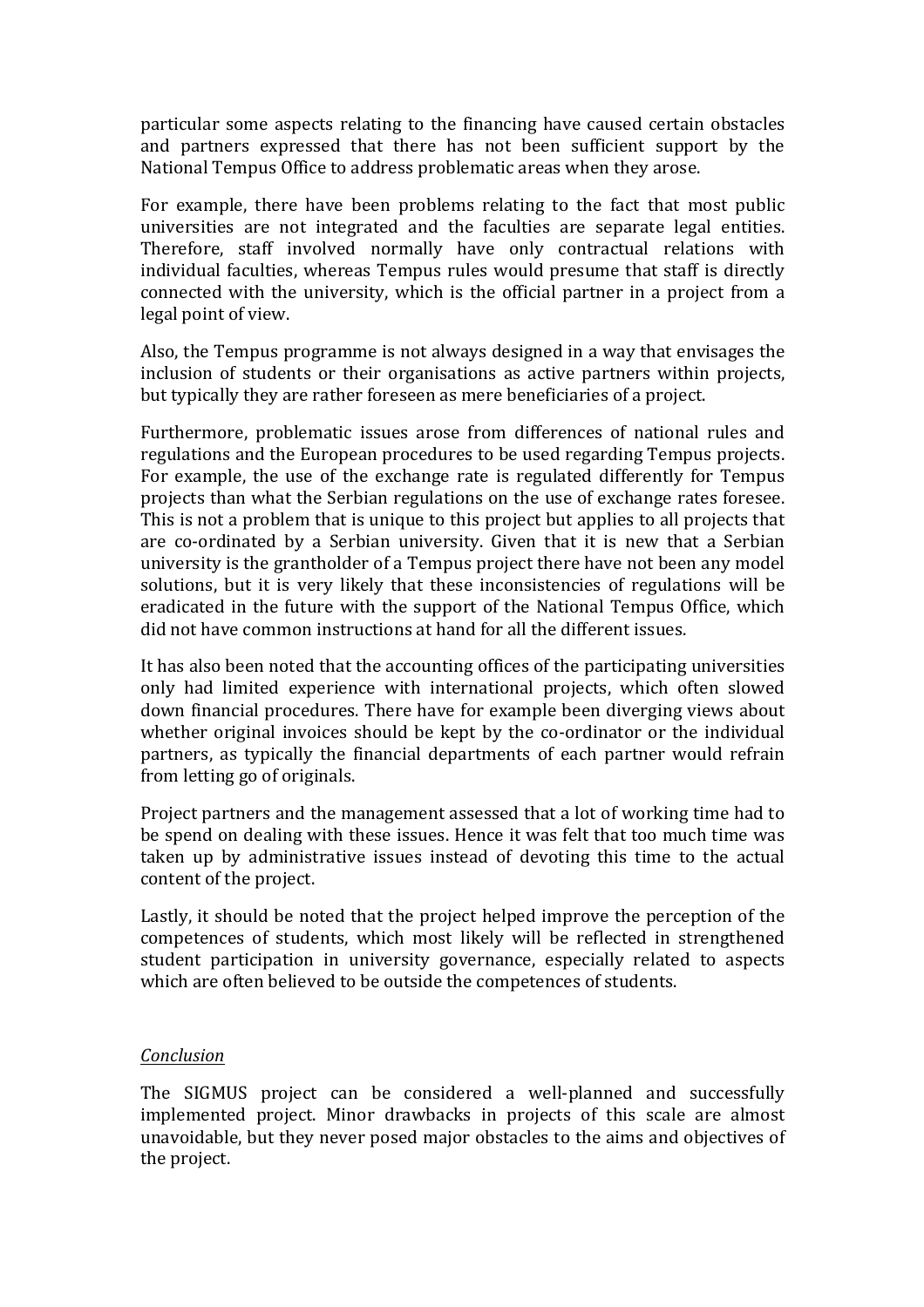particular some aspects relating to the financing have caused certain obstacles and partners expressed that there has not been sufficient support by the National Tempus Office to address problematic areas when they arose.

For example, there have been problems relating to the fact that most public universities are not integrated and the faculties are separate legal entities. Therefore, staff involved normally have only contractual relations with individual faculties, whereas Tempus rules would presume that staff is directly connected with the university, which is the official partner in a project from a legal point of view.

Also, the Tempus programme is not always designed in a way that envisages the inclusion of students or their organisations as active partners within projects, but typically they are rather foreseen as mere beneficiaries of a project.

Furthermore, problematic issues arose from differences of national rules and regulations and the European procedures to be used regarding Tempus projects. For example, the use of the exchange rate is regulated differently for Tempus projects than what the Serbian regulations on the use of exchange rates foresee. This is not a problem that is unique to this project but applies to all projects that are co-ordinated by a Serbian university. Given that it is new that a Serbian university is the grantholder of a Tempus project there have not been any model solutions, but it is very likely that these inconsistencies of regulations will be eradicated in the future with the support of the National Tempus Office, which did not have common instructions at hand for all the different issues.

It has also been noted that the accounting offices of the participating universities only had limited experience with international projects, which often slowed down financial procedures. There have for example been diverging views about whether original invoices should be kept by the co-ordinator or the individual partners, as typically the financial departments of each partner would refrain from letting go of originals.

Project partners and the management assessed that a lot of working time had to be spend on dealing with these issues. Hence it was felt that too much time was taken up by administrative issues instead of devoting this time to the actual content of the project.

Lastly, it should be noted that the project helped improve the perception of the competences of students, which most likely will be reflected in strengthened student participation in university governance, especially related to aspects which are often believed to be outside the competences of students.

*Conclusion*

The SIGMUS project can be considered a well-planned and successfully implemented project. Minor drawbacks in projects of this scale are almost unavoidable, but they never posed major obstacles to the aims and objectives of the project.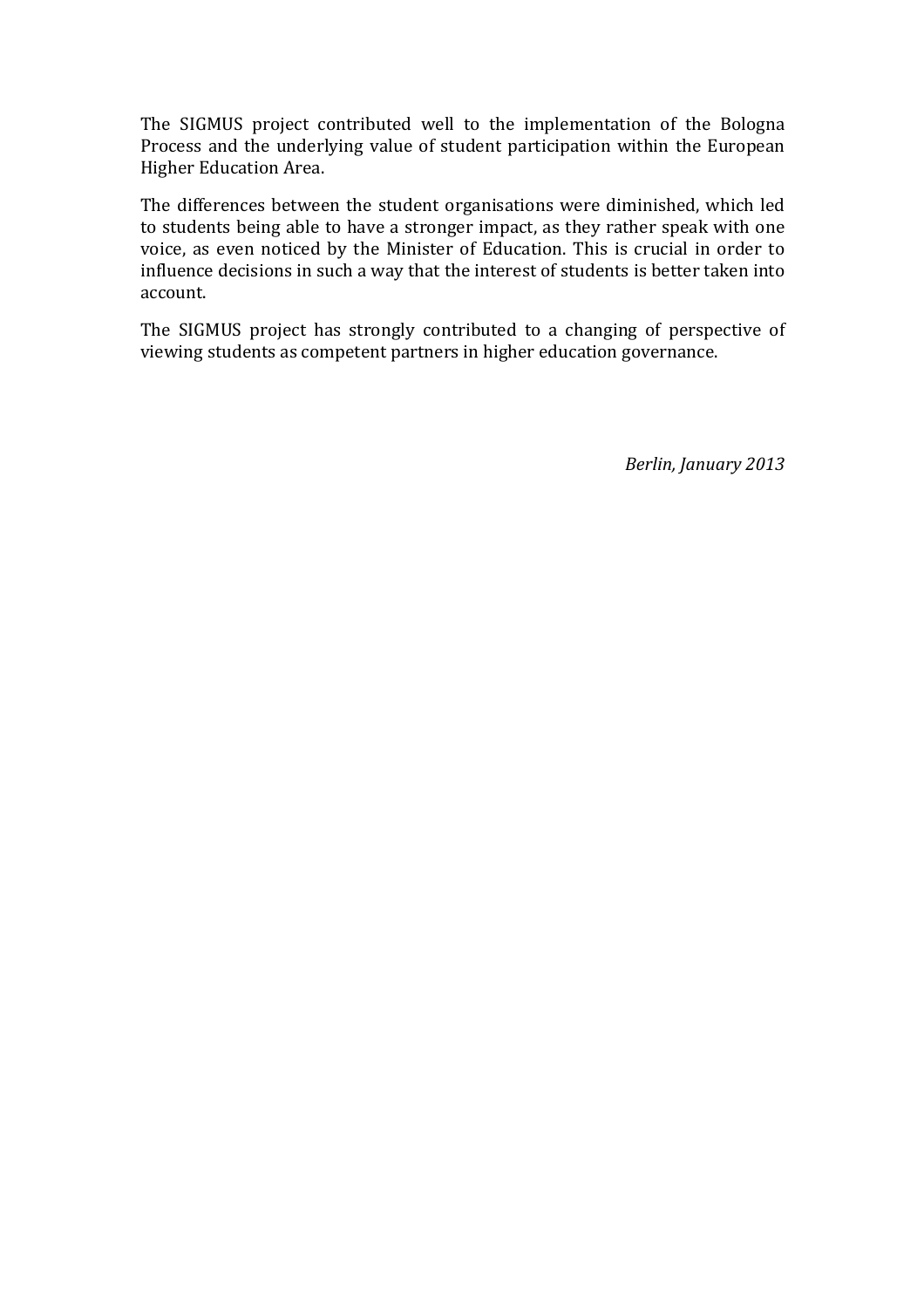The SIGMUS project contributed well to the implementation of the Bologna Process and the underlying value of student participation within the European Higher Education Area.

The differences between the student organisations were diminished, which led to students being able to have a stronger impact, as they rather speak with one voice, as even noticed by the Minister of Education. This is crucial in order to influence decisions in such a way that the interest of students is better taken into account.

The SIGMUS project has strongly contributed to a changing of perspective of viewing students as competent partners in higher education governance.

*Berlin, January 2013*